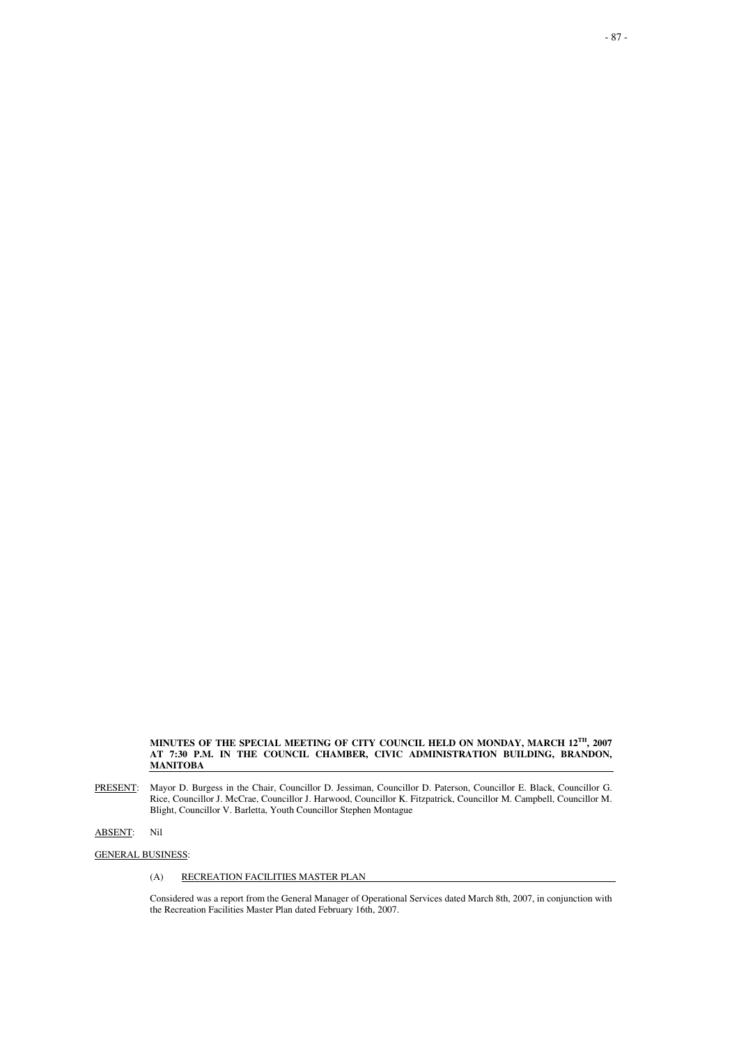**MINUTES OF THE SPECIAL MEETING OF CITY COUNCIL HELD ON MONDAY, MARCH 12$^{TH}$, 2007 AT 7:30 P.M. IN THE COUNCIL CHAMBER, CIVIC ADMINISTRATION BUILDING, BRANDON, MANITOBA**

PRESENT: Mayor D. Burgess in the Chair, Councillor D. Jessiman, Councillor D. Paterson, Councillor E. Black, Councillor G. Rice, Councillor J. McCrae, Councillor J. Harwood, Councillor K. Fitzpatrick, Councillor M. Campbell, Councillor M. Blight, Councillor V. Barletta, Youth Councillor Stephen Montague

ABSENT: Nil

GENERAL BUSINESS:

(A) RECREATION FACILITIES MASTER PLAN

Considered was a report from the General Manager of Operational Services dated March 8th, 2007, in conjunction with the Recreation Facilities Master Plan dated February 16th, 2007.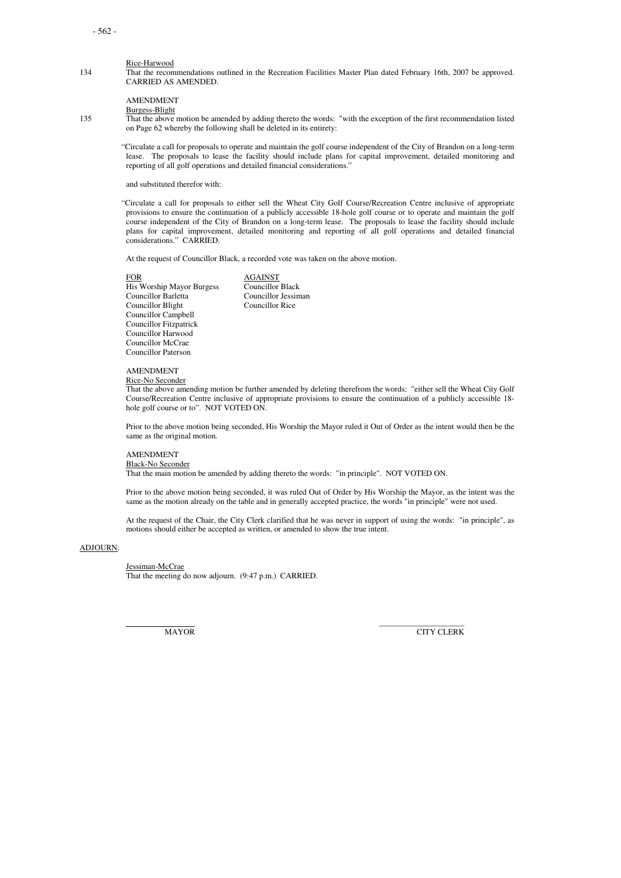Rice-Harwood

134 That the recommendations outlined in the Recreation Facilities Master Plan dated February 16th, 2007 be approved. CARRIED AS AMENDED.

AMENDMENT

Burgess-Blight

135 That the above motion be amended by adding thereto the words: "with the exception of the first recommendation listed on Page 62 whereby the following shall be deleted in its entirety:

"Circulate a call for proposals to operate and maintain the golf course independent of the City of Brandon on a long-term lease. The proposals to lease the facility should include plans for capital improvement, detailed monitoring and reporting of all golf operations and detailed financial considerations."

and substituted therefor with:

"Circulate a call for proposals to either sell the Wheat City Golf Course/Recreation Centre inclusive of appropriate provisions to ensure the continuation of a publicly accessible 18-hole golf course or to operate and maintain the golf course independent of the City of Brandon on a long-term lease. The proposals to lease the facility should include plans for capital improvement, detailed monitoring and reporting of all golf operations and detailed financial considerations." CARRIED.

At the request of Councillor Black, a recorded vote was taken on the above motion.

| FOR | AGAINST |
| --- | --- |
| His Worship Mayor Burgess | Councillor Black |
| Councillor Barletta | Councillor Jessiman |
| Councillor Blight | Councillor Rice |
| Councillor Campbell | |
| Councillor Fitzpatrick | |
| Councillor Harwood | |
| Councillor McCrae | |
| Councillor Paterson | |

AMENDMENT

Rice-No Seconder

That the above amending motion be further amended by deleting therefrom the words: "either sell the Wheat City Golf Course/Recreation Centre inclusive of appropriate provisions to ensure the continuation of a publicly accessible 18-hole golf course or to". NOT VOTED ON.

Prior to the above motion being seconded, His Worship the Mayor ruled it Out of Order as the intent would then be the same as the original motion.

AMENDMENT

Black-No Seconder

That the main motion be amended by adding thereto the words: "in principle". NOT VOTED ON.

Prior to the above motion being seconded, it was ruled Out of Order by His Worship the Mayor, as the intent was the same as the motion already on the table and in generally accepted practice, the words "in principle" were not used.

At the request of the Chair, the City Clerk clarified that he was never in support of using the words: "in principle", as motions should either be accepted as written, or amended to show the true intent.

ADJOURN:

Jessiman-McCrae

That the meeting do now adjourn. (9:47 p.m.) CARRIED.

MAYOR　　　　　　　　CITY CLERK